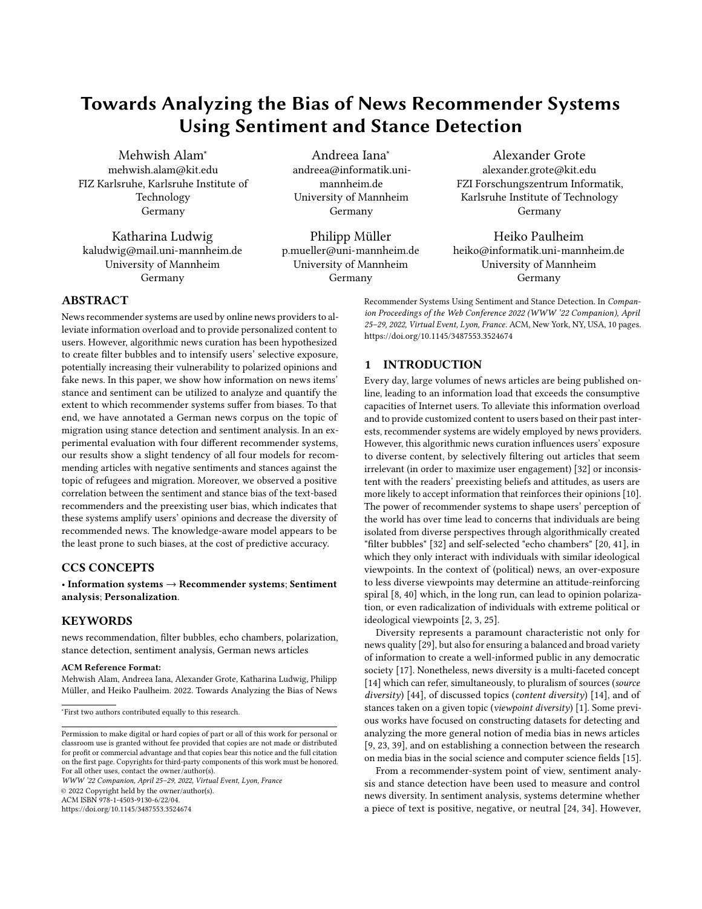# Towards Analyzing the Bias of News Recommender Systems Using Sentiment and Stance Detection

Mehwish Alam*
mehwish.alam@kit.edu
FIZ Karlsruhe, Karlsruhe Institute of Technology
Germany

Andreea Iana*
andreea@informatik.uni-mannheim.de
University of Mannheim
Germany

Alexander Grote
alexander.grote@kit.edu
FZI Forschungszentrum Informatik, Karlsruhe Institute of Technology
Germany

Katharina Ludwig
kaludwig@mail.uni-mannheim.de
University of Mannheim
Germany

Philipp Müller
p.mueller@uni-mannheim.de
University of Mannheim
Germany

Heiko Paulheim
heiko@informatik.uni-mannheim.de
University of Mannheim
Germany

## ABSTRACT

News recommender systems are used by online news providers to alleviate information overload and to provide personalized content to users. However, algorithmic news curation has been hypothesized to create filter bubbles and to intensify users' selective exposure, potentially increasing their vulnerability to polarized opinions and fake news. In this paper, we show how information on news items' stance and sentiment can be utilized to analyze and quantify the extent to which recommender systems suffer from biases. To that end, we have annotated a German news corpus on the topic of migration using stance detection and sentiment analysis. In an experimental evaluation with four different recommender systems, our results show a slight tendency of all four models for recommending articles with negative sentiments and stances against the topic of refugees and migration. Moreover, we observed a positive correlation between the sentiment and stance bias of the text-based recommenders and the preexisting user bias, which indicates that these systems amplify users' opinions and decrease the diversity of recommended news. The knowledge-aware model appears to be the least prone to such biases, at the cost of predictive accuracy.

## CCS CONCEPTS

• **Information systems → Recommender systems**; **Sentiment analysis**; **Personalization**.

## KEYWORDS

news recommendation, filter bubbles, echo chambers, polarization, stance detection, sentiment analysis, German news articles

**ACM Reference Format:**
Mehwish Alam, Andreea Iana, Alexander Grote, Katharina Ludwig, Philipp Müller, and Heiko Paulheim. 2022. Towards Analyzing the Bias of News Recommender Systems Using Sentiment and Stance Detection. In *Companion Proceedings of the Web Conference 2022 (WWW '22 Companion), April 25–29, 2022, Virtual Event, Lyon, France.* ACM, New York, NY, USA, 10 pages. https://doi.org/10.1145/3487553.3524674

*First two authors contributed equally to this research.

Permission to make digital or hard copies of part or all of this work for personal or classroom use is granted without fee provided that copies are not made or distributed for profit or commercial advantage and that copies bear this notice and the full citation on the first page. Copyrights for third-party components of this work must be honored. For all other uses, contact the owner/author(s).
*WWW '22 Companion, April 25–29, 2022, Virtual Event, Lyon, France*
© 2022 Copyright held by the owner/author(s).
ACM ISBN 978-1-4503-9130-6/22/04.
https://doi.org/10.1145/3487553.3524674

## 1 INTRODUCTION

Every day, large volumes of news articles are being published online, leading to an information load that exceeds the consumptive capacities of Internet users. To alleviate this information overload and to provide customized content to users based on their past interests, recommender systems are widely employed by news providers. However, this algorithmic news curation influences users' exposure to diverse content, by selectively filtering out articles that seem irrelevant (in order to maximize user engagement) [32] or inconsistent with the readers' preexisting beliefs and attitudes, as users are more likely to accept information that reinforces their opinions [10]. The power of recommender systems to shape users' perception of the world has over time lead to concerns that individuals are being isolated from diverse perspectives through algorithmically created "filter bubbles" [32] and self-selected "echo chambers" [20, 41], in which they only interact with individuals with similar ideological viewpoints. In the context of (political) news, an over-exposure to less diverse viewpoints may determine an attitude-reinforcing spiral [8, 40] which, in the long run, can lead to opinion polarization, or even radicalization of individuals with extreme political or ideological viewpoints [2, 3, 25].

Diversity represents a paramount characteristic not only for news quality [29], but also for ensuring a balanced and broad variety of information to create a well-informed public in any democratic society [17]. Nonetheless, news diversity is a multi-faceted concept [14] which can refer, simultaneously, to pluralism of sources (*source diversity*) [44], of discussed topics (*content diversity*) [14], and of stances taken on a given topic (*viewpoint diversity*) [1]. Some previous works have focused on constructing datasets for detecting and analyzing the more general notion of media bias in news articles [9, 23, 39], and on establishing a connection between the research on media bias in the social science and computer science fields [15].

From a recommender-system point of view, sentiment analysis and stance detection have been used to measure and control news diversity. In sentiment analysis, systems determine whether a piece of text is positive, negative, or neutral [24, 34]. However,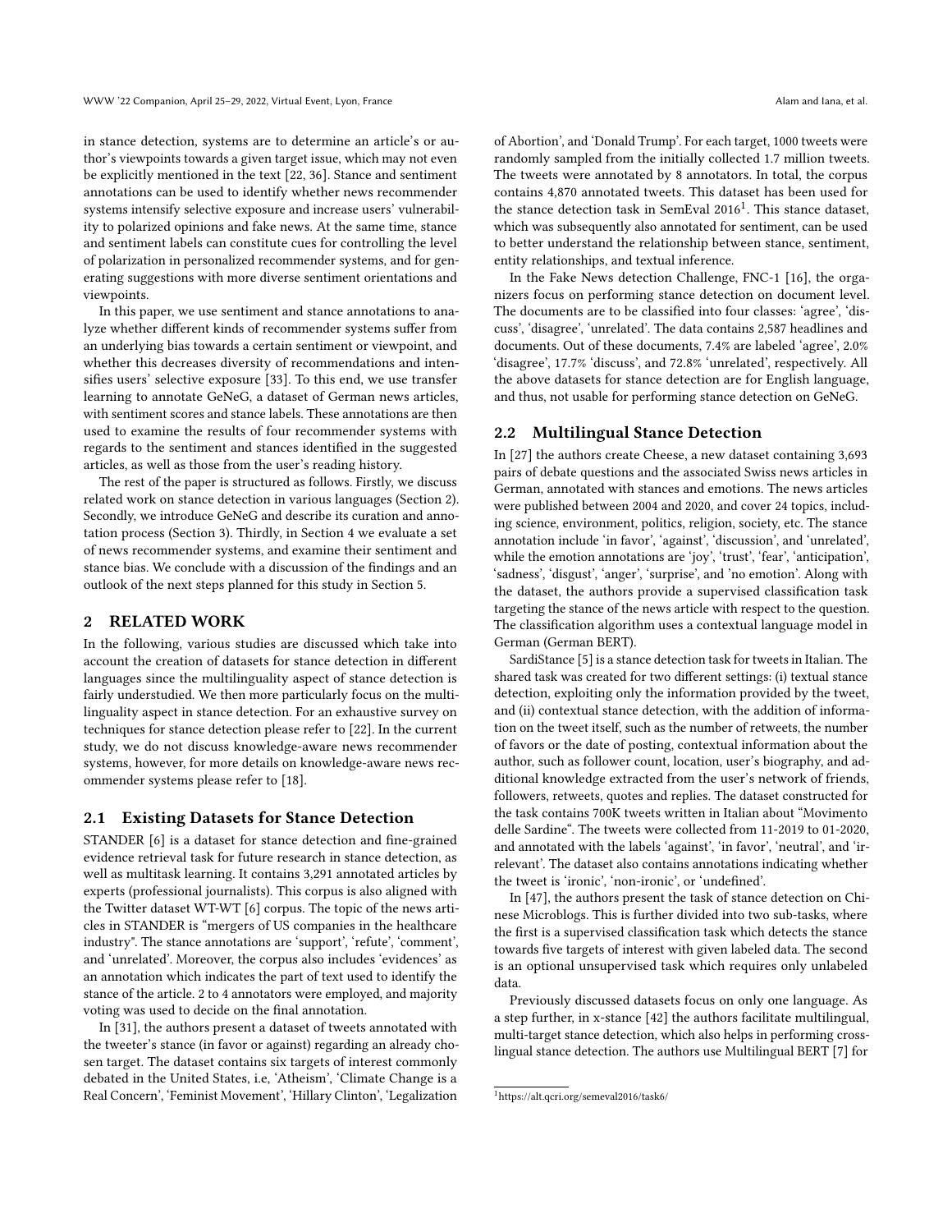in stance detection, systems are to determine an article's or author's viewpoints towards a given target issue, which may not even be explicitly mentioned in the text [22, 36]. Stance and sentiment annotations can be used to identify whether news recommender systems intensify selective exposure and increase users' vulnerability to polarized opinions and fake news. At the same time, stance and sentiment labels can constitute cues for controlling the level of polarization in personalized recommender systems, and for generating suggestions with more diverse sentiment orientations and viewpoints.

In this paper, we use sentiment and stance annotations to analyze whether different kinds of recommender systems suffer from an underlying bias towards a certain sentiment or viewpoint, and whether this decreases diversity of recommendations and intensifies users' selective exposure [33]. To this end, we use transfer learning to annotate GeNeG, a dataset of German news articles, with sentiment scores and stance labels. These annotations are then used to examine the results of four recommender systems with regards to the sentiment and stances identified in the suggested articles, as well as those from the user's reading history.

The rest of the paper is structured as follows. Firstly, we discuss related work on stance detection in various languages (Section 2). Secondly, we introduce GeNeG and describe its curation and annotation process (Section 3). Thirdly, in Section 4 we evaluate a set of news recommender systems, and examine their sentiment and stance bias. We conclude with a discussion of the findings and an outlook of the next steps planned for this study in Section 5.

## 2 RELATED WORK

In the following, various studies are discussed which take into account the creation of datasets for stance detection in different languages since the multilinguality aspect of stance detection is fairly understudied. We then more particularly focus on the multilinguality aspect in stance detection. For an exhaustive survey on techniques for stance detection please refer to [22]. In the current study, we do not discuss knowledge-aware news recommender systems, however, for more details on knowledge-aware news recommender systems please refer to [18].

### 2.1 Existing Datasets for Stance Detection

STANDER [6] is a dataset for stance detection and fine-grained evidence retrieval task for future research in stance detection, as well as multitask learning. It contains 3,291 annotated articles by experts (professional journalists). This corpus is also aligned with the Twitter dataset WT-WT [6] corpus. The topic of the news articles in STANDER is "mergers of US companies in the healthcare industry". The stance annotations are 'support', 'refute', 'comment', and 'unrelated'. Moreover, the corpus also includes 'evidences' as an annotation which indicates the part of text used to identify the stance of the article. 2 to 4 annotators were employed, and majority voting was used to decide on the final annotation.

In [31], the authors present a dataset of tweets annotated with the tweeter's stance (in favor or against) regarding an already chosen target. The dataset contains six targets of interest commonly debated in the United States, i.e, 'Atheism', 'Climate Change is a Real Concern', 'Feminist Movement', 'Hillary Clinton', 'Legalization of Abortion', and 'Donald Trump'. For each target, 1000 tweets were randomly sampled from the initially collected 1.7 million tweets. The tweets were annotated by 8 annotators. In total, the corpus contains 4,870 annotated tweets. This dataset has been used for the stance detection task in SemEval 2016[1]. This stance dataset, which was subsequently also annotated for sentiment, can be used to better understand the relationship between stance, sentiment, entity relationships, and textual inference.

In the Fake News detection Challenge, FNC-1 [16], the organizers focus on performing stance detection on document level. The documents are to be classified into four classes: 'agree', 'discuss', 'disagree', 'unrelated'. The data contains 2,587 headlines and documents. Out of these documents, 7.4% are labeled 'agree', 2.0% 'disagree', 17.7% 'discuss', and 72.8% 'unrelated', respectively. All the above datasets for stance detection are for English language, and thus, not usable for performing stance detection on GeNeG.

### 2.2 Multilingual Stance Detection

In [27] the authors create Cheese, a new dataset containing 3,693 pairs of debate questions and the associated Swiss news articles in German, annotated with stances and emotions. The news articles were published between 2004 and 2020, and cover 24 topics, including science, environment, politics, religion, society, etc. The stance annotation include 'in favor', 'against', 'discussion', and 'unrelated', while the emotion annotations are 'joy', 'trust', 'fear', 'anticipation', 'sadness', 'disgust', 'anger', 'surprise', and 'no emotion'. Along with the dataset, the authors provide a supervised classification task targeting the stance of the news article with respect to the question. The classification algorithm uses a contextual language model in German (German BERT).

SardiStance [5] is a stance detection task for tweets in Italian. The shared task was created for two different settings: (i) textual stance detection, exploiting only the information provided by the tweet, and (ii) contextual stance detection, with the addition of information on the tweet itself, such as the number of retweets, the number of favors or the date of posting, contextual information about the author, such as follower count, location, user's biography, and additional knowledge extracted from the user's network of friends, followers, retweets, quotes and replies. The dataset constructed for the task contains 700K tweets written in Italian about "Movimento delle Sardine". The tweets were collected from 11-2019 to 01-2020, and annotated with the labels 'against', 'in favor', 'neutral', and 'irrelevant'. The dataset also contains annotations indicating whether the tweet is 'ironic', 'non-ironic', or 'undefined'.

In [47], the authors present the task of stance detection on Chinese Microblogs. This is further divided into two sub-tasks, where the first is a supervised classification task which detects the stance towards five targets of interest with given labeled data. The second is an optional unsupervised task which requires only unlabeled data.

Previously discussed datasets focus on only one language. As a step further, in x-stance [42] the authors facilitate multilingual, multi-target stance detection, which also helps in performing cross-lingual stance detection. The authors use Multilingual BERT [7] for

[1] https://alt.qcri.org/semeval2016/task6/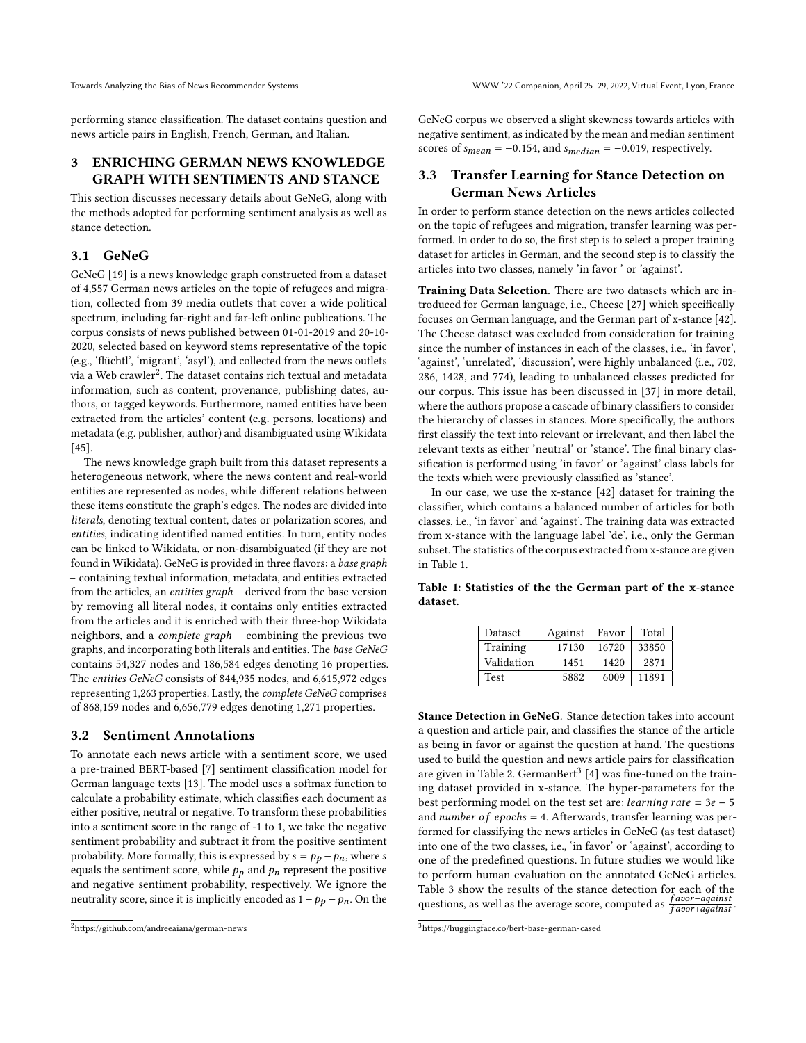performing stance classification. The dataset contains question and news article pairs in English, French, German, and Italian.

# 3 ENRICHING GERMAN NEWS KNOWLEDGE GRAPH WITH SENTIMENTS AND STANCE

This section discusses necessary details about GeNeG, along with the methods adopted for performing sentiment analysis as well as stance detection.

## 3.1 GeNeG

GeNeG [19] is a news knowledge graph constructed from a dataset of 4,557 German news articles on the topic of refugees and migration, collected from 39 media outlets that cover a wide political spectrum, including far-right and far-left online publications. The corpus consists of news published between 01-01-2019 and 20-10-2020, selected based on keyword stems representative of the topic (e.g., 'flüchtl', 'migrant', 'asyl'), and collected from the news outlets via a Web crawler[2]. The dataset contains rich textual and metadata information, such as content, provenance, publishing dates, authors, or tagged keywords. Furthermore, named entities have been extracted from the articles' content (e.g. persons, locations) and metadata (e.g. publisher, author) and disambiguated using Wikidata [45].

The news knowledge graph built from this dataset represents a heterogeneous network, where the news content and real-world entities are represented as nodes, while different relations between these items constitute the graph's edges. The nodes are divided into *literals*, denoting textual content, dates or polarization scores, and *entities*, indicating identified named entities. In turn, entity nodes can be linked to Wikidata, or non-disambiguated (if they are not found in Wikidata). GeNeG is provided in three flavors: a *base graph* – containing textual information, metadata, and entities extracted from the articles, an *entities graph* – derived from the base version by removing all literal nodes, it contains only entities extracted from the articles and it is enriched with their three-hop Wikidata neighbors, and a *complete graph* – combining the previous two graphs, and incorporating both literals and entities. The *base GeNeG* contains 54,327 nodes and 186,584 edges denoting 16 properties. The *entities GeNeG* consists of 844,935 nodes, and 6,615,972 edges representing 1,263 properties. Lastly, the *complete GeNeG* comprises of 868,159 nodes and 6,656,779 edges denoting 1,271 properties.

## 3.2 Sentiment Annotations

To annotate each news article with a sentiment score, we used a pre-trained BERT-based [7] sentiment classification model for German language texts [13]. The model uses a softmax function to calculate a probability estimate, which classifies each document as either positive, neutral or negative. To transform these probabilities into a sentiment score in the range of -1 to 1, we take the negative sentiment probability and subtract it from the positive sentiment probability. More formally, this is expressed by $s = p_p - p_n$, where $s$ equals the sentiment score, while $p_p$ and $p_n$ represent the positive and negative sentiment probability, respectively. We ignore the neutrality score, since it is implicitly encoded as $1 - p_p - p_n$. On the GeNeG corpus we observed a slight skewness towards articles with negative sentiment, as indicated by the mean and median sentiment scores of $s_{mean} = -0.154$, and $s_{median} = -0.019$, respectively.

## 3.3 Transfer Learning for Stance Detection on German News Articles

In order to perform stance detection on the news articles collected on the topic of refugees and migration, transfer learning was performed. In order to do so, the first step is to select a proper training dataset for articles in German, and the second step is to classify the articles into two classes, namely 'in favor ' or 'against'.

**Training Data Selection**. There are two datasets which are introduced for German language, i.e., Cheese [27] which specifically focuses on German language, and the German part of x-stance [42]. The Cheese dataset was excluded from consideration for training since the number of instances in each of the classes, i.e., 'in favor', 'against', 'unrelated', 'discussion', were highly unbalanced (i.e., 702, 286, 1428, and 774), leading to unbalanced classes predicted for our corpus. This issue has been discussed in [37] in more detail, where the authors propose a cascade of binary classifiers to consider the hierarchy of classes in stances. More specifically, the authors first classify the text into relevant or irrelevant, and then label the relevant texts as either 'neutral' or 'stance'. The final binary classification is performed using 'in favor' or 'against' class labels for the texts which were previously classified as 'stance'.

In our case, we use the x-stance [42] dataset for training the classifier, which contains a balanced number of articles for both classes, i.e., 'in favor' and 'against'. The training data was extracted from x-stance with the language label 'de', i.e., only the German subset. The statistics of the corpus extracted from x-stance are given in Table 1.

**Table 1: Statistics of the the German part of the x-stance dataset.**

| Dataset | Against | Favor | Total |
|---|---|---|---|
| Training | 17130 | 16720 | 33850 |
| Validation | 1451 | 1420 | 2871 |
| Test | 5882 | 6009 | 11891 |

**Stance Detection in GeNeG**. Stance detection takes into account a question and article pair, and classifies the stance of the article as being in favor or against the question at hand. The questions used to build the question and news article pairs for classification are given in Table 2. GermanBert[3] [4] was fine-tuned on the training dataset provided in x-stance. The hyper-parameters for the best performing model on the test set are: $learning\ rate = 3e-5$ and $number\ of\ epochs = 4$. Afterwards, transfer learning was performed for classifying the news articles in GeNeG (as test dataset) into one of the two classes, i.e., 'in favor' or 'against', according to one of the predefined questions. In future studies we would like to perform human evaluation on the annotated GeNeG articles. Table 3 show the results of the stance detection for each of the questions, as well as the average score, computed as $\frac{favor - against}{favor + against}$.

[2] https://github.com/andreeaiana/german-news

[3] https://huggingface.co/bert-base-german-cased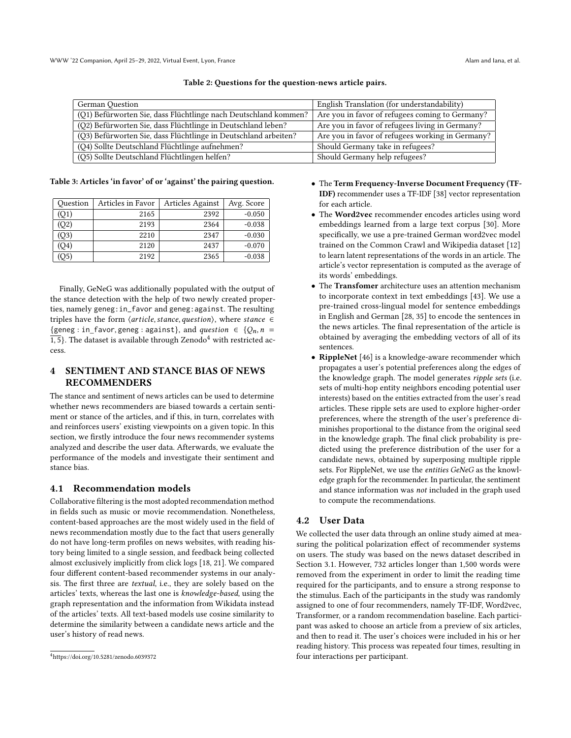Table 2: Questions for the question-news article pairs.

| German Question | English Translation (for understandability) |
| --- | --- |
| (Q1) Befürworten Sie, dass Flüchtlinge nach Deutschland kommen? | Are you in favor of refugees coming to Germany? |
| (Q2) Befürworten Sie, dass Flüchtlinge in Deutschland leben? | Are you in favor of refugees living in Germany? |
| (Q3) Befürworten Sie, dass Flüchtlinge in Deutschland arbeiten? | Are you in favor of refugees working in Germany? |
| (Q4) Sollte Deutschland Flüchtlinge aufnehmen? | Should Germany take in refugees? |
| (Q5) Sollte Deutschland Flüchtlingen helfen? | Should Germany help refugees? |

Table 3: Articles 'in favor' of or 'against' the pairing question.

| Question | Articles in Favor | Articles Against | Avg. Score |
| --- | --- | --- | --- |
| (Q1) | 2165 | 2392 | -0.050 |
| (Q2) | 2193 | 2364 | -0.038 |
| (Q3) | 2210 | 2347 | -0.030 |
| (Q4) | 2120 | 2437 | -0.070 |
| (Q5) | 2192 | 2365 | -0.038 |

Finally, GeNeG was additionally populated with the output of the stance detection with the help of two newly created properties, namely geneg:in_favor and geneg:against. The resulting triples have the form $\langle article, stance, question \rangle$, where $stance \in \{\text{geneg : in\_favor}, \text{geneg : against}\}$, and $question \in \{Q_n, n = \overline{1,5}\}$. The dataset is available through Zenodo[4] with restricted access.

## 4 SENTIMENT AND STANCE BIAS OF NEWS RECOMMENDERS

The stance and sentiment of news articles can be used to determine whether news recommenders are biased towards a certain sentiment or stance of the articles, and if this, in turn, correlates with and reinforces users' existing viewpoints on a given topic. In this section, we firstly introduce the four news recommender systems analyzed and describe the user data. Afterwards, we evaluate the performance of the models and investigate their sentiment and stance bias.

### 4.1 Recommendation models

Collaborative filtering is the most adopted recommendation method in fields such as music or movie recommendation. Nonetheless, content-based approaches are the most widely used in the field of news recommendation mostly due to the fact that users generally do not have long-term profiles on news websites, with reading history being limited to a single session, and feedback being collected almost exclusively implicitly from click logs [18, 21]. We compared four different content-based recommender systems in our analysis. The first three are *textual*, i.e., they are solely based on the articles' texts, whereas the last one is *knowledge-based*, using the graph representation and the information from Wikidata instead of the articles' texts. All text-based models use cosine similarity to determine the similarity between a candidate news article and the user's history of read news.

- The **Term Frequency-Inverse Document Frequency (TF-IDF)** recommender uses a TF-IDF [38] vector representation for each article.
- The **Word2vec** recommender encodes articles using word embeddings learned from a large text corpus [30]. More specifically, we use a pre-trained German word2vec model trained on the Common Crawl and Wikipedia dataset [12] to learn latent representations of the words in an article. The article's vector representation is computed as the average of its words' embeddings.
- The **Transfomer** architecture uses an attention mechanism to incorporate context in text embeddings [43]. We use a pre-trained cross-lingual model for sentence embeddings in English and German [28, 35] to encode the sentences in the news articles. The final representation of the article is obtained by averaging the embedding vectors of all of its sentences.
- **RippleNet** [46] is a knowledge-aware recommender which propagates a user's potential preferences along the edges of the knowledge graph. The model generates *ripple sets* (i.e. sets of multi-hop entity neighbors encoding potential user interests) based on the entities extracted from the user's read articles. These ripple sets are used to explore higher-order preferences, where the strength of the user's preference diminishes proportional to the distance from the original seed in the knowledge graph. The final click probability is predicted using the preference distribution of the user for a candidate news, obtained by superposing multiple ripple sets. For RippleNet, we use the *entities GeNeG* as the knowledge graph for the recommender. In particular, the sentiment and stance information was *not* included in the graph used to compute the recommendations.

### 4.2 User Data

We collected the user data through an online study aimed at measuring the political polarization effect of recommender systems on users. The study was based on the news dataset described in Section 3.1. However, 732 articles longer than 1,500 words were removed from the experiment in order to limit the reading time required for the participants, and to ensure a strong response to the stimulus. Each of the participants in the study was randomly assigned to one of four recommenders, namely TF-IDF, Word2vec, Transformer, or a random recommendation baseline. Each participant was asked to choose an article from a preview of six articles, and then to read it. The user's choices were included in his or her reading history. This process was repeated four times, resulting in four interactions per participant.

[4] https://doi.org/10.5281/zenodo.6039372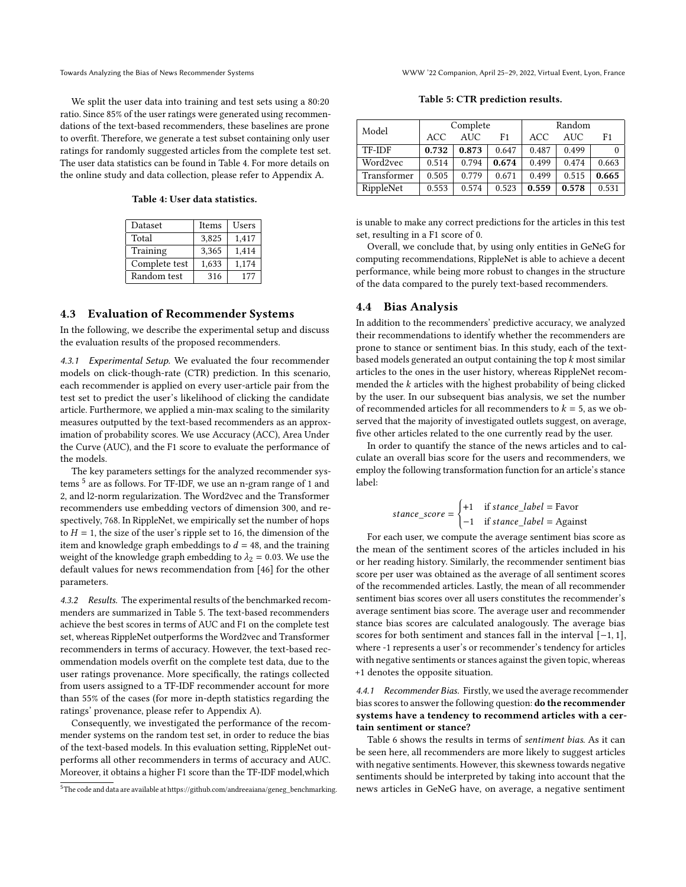We split the user data into training and test sets using a 80:20 ratio. Since 85% of the user ratings were generated using recommendations of the text-based recommenders, these baselines are prone to overfit. Therefore, we generate a test subset containing only user ratings for randomly suggested articles from the complete test set. The user data statistics can be found in Table 4. For more details on the online study and data collection, please refer to Appendix A.

**Table 4: User data statistics.**

| Dataset | Items | Users |
|---|---|---|
| Total | 3,825 | 1,417 |
| Training | 3,365 | 1,414 |
| Complete test | 1,633 | 1,174 |
| Random test | 316 | 177 |

### 4.3 Evaluation of Recommender Systems

In the following, we describe the experimental setup and discuss the evaluation results of the proposed recommenders.

*4.3.1 Experimental Setup.* We evaluated the four recommender models on click-though-rate (CTR) prediction. In this scenario, each recommender is applied on every user-article pair from the test set to predict the user's likelihood of clicking the candidate article. Furthermore, we applied a min-max scaling to the similarity measures outputted by the text-based recommenders as an approximation of probability scores. We use Accuracy (ACC), Area Under the Curve (AUC), and the F1 score to evaluate the performance of the models.

The key parameters settings for the analyzed recommender systems [5] are as follows. For TF-IDF, we use an n-gram range of 1 and 2, and l2-norm regularization. The Word2vec and the Transformer recommenders use embedding vectors of dimension 300, and respectively, 768. In RippleNet, we empirically set the number of hops to $H = 1$, the size of the user's ripple set to 16, the dimension of the item and knowledge graph embeddings to $d = 48$, and the training weight of the knowledge graph embedding to $\lambda_2 = 0.03$. We use the default values for news recommendation from [46] for the other parameters.

*4.3.2 Results.* The experimental results of the benchmarked recommenders are summarized in Table 5. The text-based recommenders achieve the best scores in terms of AUC and F1 on the complete test set, whereas RippleNet outperforms the Word2vec and Transformer recommenders in terms of accuracy. However, the text-based recommendation models overfit on the complete test data, due to the user ratings provenance. More specifically, the ratings collected from users assigned to a TF-IDF recommender account for more than 55% of the cases (for more in-depth statistics regarding the ratings' provenance, please refer to Appendix A).

Consequently, we investigated the performance of the recommender systems on the random test set, in order to reduce the bias of the text-based models. In this evaluation setting, RippleNet outperforms all other recommenders in terms of accuracy and AUC. Moreover, it obtains a higher F1 score than the TF-IDF model,which is unable to make any correct predictions for the articles in this test set, resulting in a F1 score of 0.

[5] The code and data are available at https://github.com/andreeaiana/geneg_benchmarking.

**Table 5: CTR prediction results.**

| Model | Complete | | | Random | | |
|---|---|---|---|---|---|---|
| | ACC | AUC | F1 | ACC | AUC | F1 |
| TF-IDF | **0.732** | **0.873** | 0.647 | 0.487 | 0.499 | 0 |
| Word2vec | 0.514 | 0.794 | **0.674** | 0.499 | 0.474 | 0.663 |
| Transformer | 0.505 | 0.779 | 0.671 | 0.499 | 0.515 | **0.665** |
| RippleNet | 0.553 | 0.574 | 0.523 | **0.559** | **0.578** | 0.531 |

Overall, we conclude that, by using only entities in GeNeG for computing recommendations, RippleNet is able to achieve a decent performance, while being more robust to changes in the structure of the data compared to the purely text-based recommenders.

### 4.4 Bias Analysis

In addition to the recommenders' predictive accuracy, we analyzed their recommendations to identify whether the recommenders are prone to stance or sentiment bias. In this study, each of the text-based models generated an output containing the top $k$ most similar articles to the ones in the user history, whereas RippleNet recommended the $k$ articles with the highest probability of being clicked by the user. In our subsequent bias analysis, we set the number of recommended articles for all recommenders to $k = 5$, as we observed that the majority of investigated outlets suggest, on average, five other articles related to the one currently read by the user.

In order to quantify the stance of the news articles and to calculate an overall bias score for the users and recommenders, we employ the following transformation function for an article's stance label:

$$stance\_score = \begin{cases} +1 & \text{if } stance\_label = \text{Favor} \\ -1 & \text{if } stance\_label = \text{Against} \end{cases}$$

For each user, we compute the average sentiment bias score as the mean of the sentiment scores of the articles included in his or her reading history. Similarly, the recommender sentiment bias score per user was obtained as the average of all sentiment scores of the recommended articles. Lastly, the mean of all recommender sentiment bias scores over all users constitutes the recommender's average sentiment bias score. The average user and recommender stance bias scores are calculated analogously. The average bias scores for both sentiment and stances fall in the interval $[-1, 1]$, where -1 represents a user's or recommender's tendency for articles with negative sentiments or stances against the given topic, whereas +1 denotes the opposite situation.

*4.4.1 Recommender Bias.* Firstly, we used the average recommender bias scores to answer the following question: **do the recommender systems have a tendency to recommend articles with a certain sentiment or stance?**

Table 6 shows the results in terms of *sentiment bias*. As it can be seen here, all recommenders are more likely to suggest articles with negative sentiments. However, this skewness towards negative sentiments should be interpreted by taking into account that the news articles in GeNeG have, on average, a negative sentiment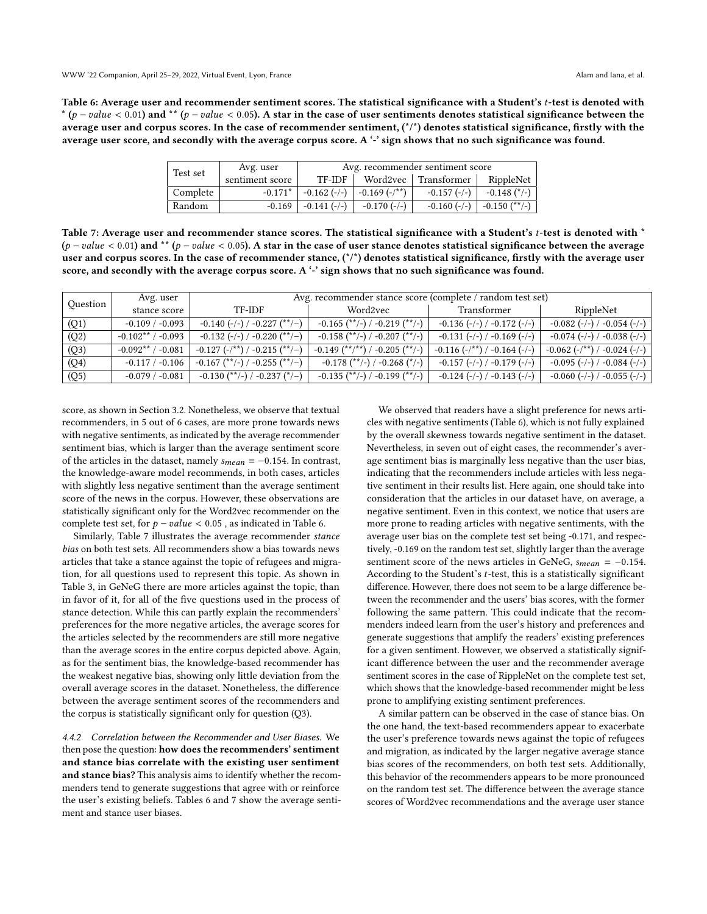Table 6: Average user and recommender sentiment scores. The statistical significance with a Student's $t$-test is denoted with * ($p - value < 0.01$) and ** ($p - value < 0.05$). A star in the case of user sentiments denotes statistical significance between the average user and corpus scores. In the case of recommender sentiment, (*/*) denotes statistical significance, firstly with the average user score, and secondly with the average corpus score. A '-' sign shows that no such significance was found.

| Test set | Avg. user sentiment score | Avg. recommender sentiment score | | | |
|---|---|---|---|---|---|
| | | TF-IDF | Word2vec | Transformer | RippleNet |
| Complete | -0.171* | -0.162 (-/-) | -0.169 (-/**) | -0.157 (-/-) | -0.148 (*/-) |
| Random | -0.169 | -0.141 (-/-) | -0.170 (-/-) | -0.160 (-/-) | -0.150 (**/-) |

Table 7: Average user and recommender stance scores. The statistical significance with a Student's $t$-test is denoted with * ($p - value < 0.01$) and ** ($p - value < 0.05$). A star in the case of user stance denotes statistical significance between the average user and corpus scores. In the case of recommender stance, (*/*) denotes statistical significance, firstly with the average user score, and secondly with the average corpus score. A '-' sign shows that no such significance was found.

| Question | Avg. user stance score | Avg. recommender stance score (complete / random test set) | | | |
|---|---|---|---|---|---|
| | | TF-IDF | Word2vec | Transformer | RippleNet |
| (Q1) | -0.109 / -0.093 | -0.140 (-/-) / -0.227 (**/–) | -0.165 (**/-) / -0.219 (**/-) | -0.136 (-/-) / -0.172 (-/-) | -0.082 (-/-) / -0.054 (-/-) |
| (Q2) | -0.102** / -0.093 | -0.132 (-/-) / -0.220 (**/-) | -0.158 (**/-) / -0.207 (**/-) | -0.131 (-/-) / -0.169 (-/-) | -0.074 (-/-) / -0.038 (-/-) |
| (Q3) | -0.092** / -0.081 | -0.127 (-/**) / -0.215 (**/–) | -0.149 (**/**) / -0.205 (**/-) | -0.116 (-/**) / -0.164 (-/-) | -0.062 (-/**) / -0.024 (-/-) |
| (Q4) | -0.117 / -0.106 | -0.167 (**/-) / -0.255 (**/–) | -0.178 (**/-) / -0.268 (*/-) | -0.157 (-/-) / -0.179 (-/-) | -0.095 (-/-) / -0.084 (-/-) |
| (Q5) | -0.079 / -0.081 | -0.130 (**/-) / -0.237 (*/–) | -0.135 (**/-) / -0.199 (**/-) | -0.124 (-/-) / -0.143 (-/-) | -0.060 (-/-) / -0.055 (-/-) |

score, as shown in Section 3.2. Nonetheless, we observe that textual recommenders, in 5 out of 6 cases, are more prone towards news with negative sentiments, as indicated by the average recommender sentiment bias, which is larger than the average sentiment score of the articles in the dataset, namely $s_{mean} = -0.154$. In contrast, the knowledge-aware model recommends, in both cases, articles with slightly less negative sentiment than the average sentiment score of the news in the corpus. However, these observations are statistically significant only for the Word2vec recommender on the complete test set, for $p - value < 0.05$ , as indicated in Table 6.

Similarly, Table 7 illustrates the average recommender *stance bias* on both test sets. All recommenders show a bias towards news articles that take a stance against the topic of refugees and migration, for all questions used to represent this topic. As shown in Table 3, in GeNeG there are more articles against the topic, than in favor of it, for all of the five questions used in the process of stance detection. While this can partly explain the recommenders' preferences for the more negative articles, the average scores for the articles selected by the recommenders are still more negative than the average scores in the entire corpus depicted above. Again, as for the sentiment bias, the knowledge-based recommender has the weakest negative bias, showing only little deviation from the overall average scores in the dataset. Nonetheless, the difference between the average sentiment scores of the recommenders and the corpus is statistically significant only for question (Q3).

#### 4.4.2 Correlation between the Recommender and User Biases.

We then pose the question: **how does the recommenders' sentiment and stance bias correlate with the existing user sentiment and stance bias?** This analysis aims to identify whether the recommenders tend to generate suggestions that agree with or reinforce the user's existing beliefs. Tables 6 and 7 show the average sentiment and stance user biases.

We observed that readers have a slight preference for news articles with negative sentiments (Table 6), which is not fully explained by the overall skewness towards negative sentiment in the dataset. Nevertheless, in seven out of eight cases, the recommender's average sentiment bias is marginally less negative than the user bias, indicating that the recommenders include articles with less negative sentiment in their results list. Here again, one should take into consideration that the articles in our dataset have, on average, a negative sentiment. Even in this context, we notice that users are more prone to reading articles with negative sentiments, with the average user bias on the complete test set being -0.171, and respectively, -0.169 on the random test set, slightly larger than the average sentiment score of the news articles in GeNeG, $s_{mean} = -0.154$. According to the Student's $t$-test, this is a statistically significant difference. However, there does not seem to be a large difference between the recommender and the users' bias scores, with the former following the same pattern. This could indicate that the recommenders indeed learn from the user's history and preferences and generate suggestions that amplify the readers' existing preferences for a given sentiment. However, we observed a statistically significant difference between the user and the recommender average sentiment scores in the case of RippleNet on the complete test set, which shows that the knowledge-based recommender might be less prone to amplifying existing sentiment preferences.

A similar pattern can be observed in the case of stance bias. On the one hand, the text-based recommenders appear to exacerbate the user's preference towards news against the topic of refugees and migration, as indicated by the larger negative average stance bias scores of the recommenders, on both test sets. Additionally, this behavior of the recommenders appears to be more pronounced on the random test set. The difference between the average stance scores of Word2vec recommendations and the average user stance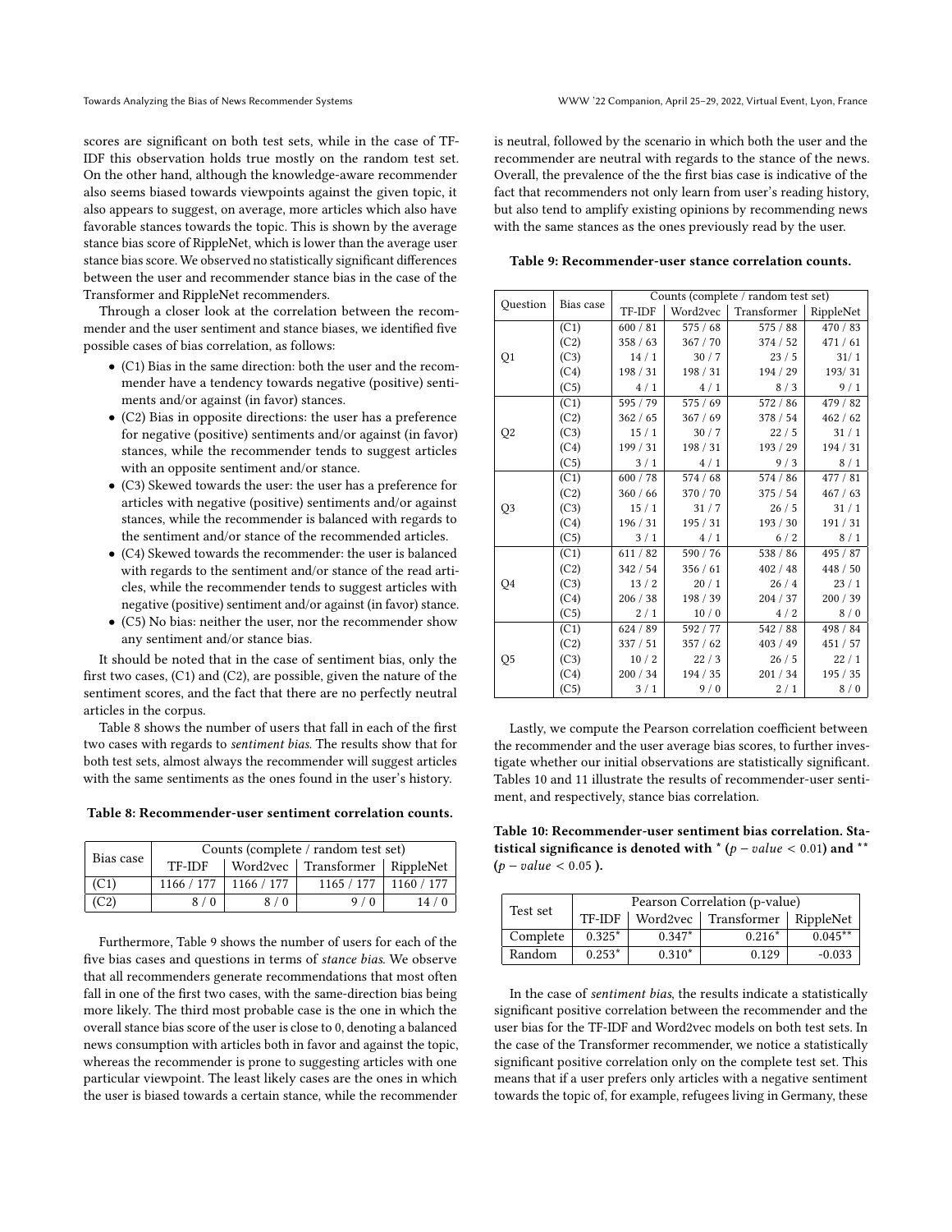scores are significant on both test sets, while in the case of TF-IDF this observation holds true mostly on the random test set. On the other hand, although the knowledge-aware recommender also seems biased towards viewpoints against the given topic, it also appears to suggest, on average, more articles which also have favorable stances towards the topic. This is shown by the average stance bias score of RippleNet, which is lower than the average user stance bias score. We observed no statistically significant differences between the user and recommender stance bias in the case of the Transformer and RippleNet recommenders.

Through a closer look at the correlation between the recommender and the user sentiment and stance biases, we identified five possible cases of bias correlation, as follows:

- (C1) Bias in the same direction: both the user and the recommender have a tendency towards negative (positive) sentiments and/or against (in favor) stances.
- (C2) Bias in opposite directions: the user has a preference for negative (positive) sentiments and/or against (in favor) stances, while the recommender tends to suggest articles with an opposite sentiment and/or stance.
- (C3) Skewed towards the user: the user has a preference for articles with negative (positive) sentiments and/or against stances, while the recommender is balanced with regards to the sentiment and/or stance of the recommended articles.
- (C4) Skewed towards the recommender: the user is balanced with regards to the sentiment and/or stance of the read articles, while the recommender tends to suggest articles with negative (positive) sentiment and/or against (in favor) stance.
- (C5) No bias: neither the user, nor the recommender show any sentiment and/or stance bias.

It should be noted that in the case of sentiment bias, only the first two cases, (C1) and (C2), are possible, given the nature of the sentiment scores, and the fact that there are no perfectly neutral articles in the corpus.

Table 8 shows the number of users that fall in each of the first two cases with regards to *sentiment bias*. The results show that for both test sets, almost always the recommender will suggest articles with the same sentiments as the ones found in the user's history.

**Table 8: Recommender-user sentiment correlation counts.**

| Bias case | Counts (complete / random test set) | | | |
|---|---|---|---|---|
| | TF-IDF | Word2vec | Transformer | RippleNet |
| (C1) | 1166 / 177 | 1166 / 177 | 1165 / 177 | 1160 / 177 |
| (C2) | 8 / 0 | 8 / 0 | 9 / 0 | 14 / 0 |

Furthermore, Table 9 shows the number of users for each of the five bias cases and questions in terms of *stance bias*. We observe that all recommenders generate recommendations that most often fall in one of the first two cases, with the same-direction bias being more likely. The third most probable case is the one in which the overall stance bias score of the user is close to 0, denoting a balanced news consumption with articles both in favor and against the topic, whereas the recommender is prone to suggesting articles with one particular viewpoint. The least likely cases are the ones in which the user is biased towards a certain stance, while the recommender is neutral, followed by the scenario in which both the user and the recommender are neutral with regards to the stance of the news. Overall, the prevalence of the the first bias case is indicative of the fact that recommenders not only learn from user's reading history, but also tend to amplify existing opinions by recommending news with the same stances as the ones previously read by the user.

**Table 9: Recommender-user stance correlation counts.**

| Question | Bias case | Counts (complete / random test set) | | | |
|---|---|---|---|---|---|
| | | TF-IDF | Word2vec | Transformer | RippleNet |
| Q1 | (C1) | 600 / 81 | 575 / 68 | 575 / 88 | 470 / 83 |
| | (C2) | 358 / 63 | 367 / 70 | 374 / 52 | 471 / 61 |
| | (C3) | 14 / 1 | 30 / 7 | 23 / 5 | 31/ 1 |
| | (C4) | 198 / 31 | 198 / 31 | 194 / 29 | 193/ 31 |
| | (C5) | 4 / 1 | 4 / 1 | 8 / 3 | 9 / 1 |
| Q2 | (C1) | 595 / 79 | 575 / 69 | 572 / 86 | 479 / 82 |
| | (C2) | 362 / 65 | 367 / 69 | 378 / 54 | 462 / 62 |
| | (C3) | 15 / 1 | 30 / 7 | 22 / 5 | 31 / 1 |
| | (C4) | 199 / 31 | 198 / 31 | 193 / 29 | 194 / 31 |
| | (C5) | 3 / 1 | 4 / 1 | 9 / 3 | 8 / 1 |
| Q3 | (C1) | 600 / 78 | 574 / 68 | 574 / 86 | 477 / 81 |
| | (C2) | 360 / 66 | 370 / 70 | 375 / 54 | 467 / 63 |
| | (C3) | 15 / 1 | 31 / 7 | 26 / 5 | 31 / 1 |
| | (C4) | 196 / 31 | 195 / 31 | 193 / 30 | 191 / 31 |
| | (C5) | 3 / 1 | 4 / 1 | 6 / 2 | 8 / 1 |
| Q4 | (C1) | 611 / 82 | 590 / 76 | 538 / 86 | 495 / 87 |
| | (C2) | 342 / 54 | 356 / 61 | 402 / 48 | 448 / 50 |
| | (C3) | 13 / 2 | 20 / 1 | 26 / 4 | 23 / 1 |
| | (C4) | 206 / 38 | 198 / 39 | 204 / 37 | 200 / 39 |
| | (C5) | 2 / 1 | 10 / 0 | 4 / 2 | 8 / 0 |
| Q5 | (C1) | 624 / 89 | 592 / 77 | 542 / 88 | 498 / 84 |
| | (C2) | 337 / 51 | 357 / 62 | 403 / 49 | 451 / 57 |
| | (C3) | 10 / 2 | 22 / 3 | 26 / 5 | 22 / 1 |
| | (C4) | 200 / 34 | 194 / 35 | 201 / 34 | 195 / 35 |
| | (C5) | 3 / 1 | 9 / 0 | 2 / 1 | 8 / 0 |

Lastly, we compute the Pearson correlation coefficient between the recommender and the user average bias scores, to further investigate whether our initial observations are statistically significant. Tables 10 and 11 illustrate the results of recommender-user sentiment, and respectively, stance bias correlation.

**Table 10: Recommender-user sentiment bias correlation. Statistical significance is denoted with $^*$ ($p-value < 0.01$) and $^{**}$ ($p-value < 0.05$ ).**

| Test set | Pearson Correlation (p-value) | | | |
|---|---|---|---|---|
| | TF-IDF | Word2vec | Transformer | RippleNet |
| Complete | 0.325* | 0.347* | 0.216* | 0.045** |
| Random | 0.253* | 0.310* | 0.129 | -0.033 |

In the case of *sentiment bias*, the results indicate a statistically significant positive correlation between the recommender and the user bias for the TF-IDF and Word2vec models on both test sets. In the case of the Transformer recommender, we notice a statistically significant positive correlation only on the complete test set. This means that if a user prefers only articles with a negative sentiment towards the topic of, for example, refugees living in Germany, these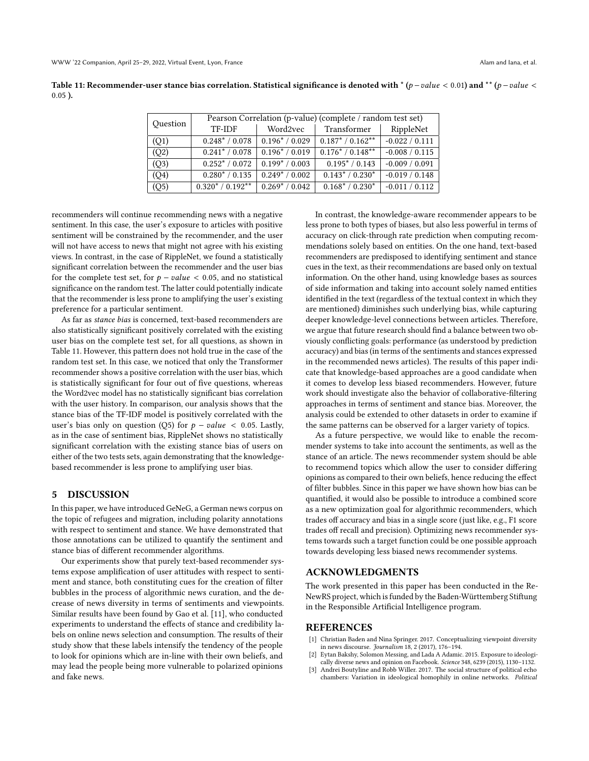**Table 11: Recommender-user stance bias correlation. Statistical significance is denoted with * ($p-value < 0.01$) and ** ($p-value < 0.05$ ).**

| Question | Pearson Correlation (p-value) (complete / random test set) | | | |
|---|---|---|---|---|
| | TF-IDF | Word2vec | Transformer | RippleNet |
| (Q1) | 0.248* / 0.078 | 0.196* / 0.029 | 0.187* / 0.162** | -0.022 / 0.111 |
| (Q2) | 0.241* / 0.078 | 0.196* / 0.019 | 0.176* / 0.148** | -0.008 / 0.115 |
| (Q3) | 0.252* / 0.072 | 0.199* / 0.003 | 0.195* / 0.143 | -0.009 / 0.091 |
| (Q4) | 0.280* / 0.135 | 0.249* / 0.002 | 0.143* / 0.230* | -0.019 / 0.148 |
| (Q5) | 0.320* / 0.192** | 0.269* / 0.042 | 0.168* / 0.230* | -0.011 / 0.112 |

recommenders will continue recommending news with a negative sentiment. In this case, the user's exposure to articles with positive sentiment will be constrained by the recommender, and the user will not have access to news that might not agree with his existing views. In contrast, in the case of RippleNet, we found a statistically significant correlation between the recommender and the user bias for the complete test set, for $p-value < 0.05$, and no statistical significance on the random test. The latter could potentially indicate that the recommender is less prone to amplifying the user's existing preference for a particular sentiment.

As far as *stance bias* is concerned, text-based recommenders are also statistically significant positively correlated with the existing user bias on the complete test set, for all questions, as shown in Table 11. However, this pattern does not hold true in the case of the random test set. In this case, we noticed that only the Transformer recommender shows a positive correlation with the user bias, which is statistically significant for four out of five questions, whereas the Word2vec model has no statistically significant bias correlation with the user history. In comparison, our analysis shows that the stance bias of the TF-IDF model is positively correlated with the user's bias only on question (Q5) for $p-value < 0.05$. Lastly, as in the case of sentiment bias, RippleNet shows no statistically significant correlation with the existing stance bias of users on either of the two tests sets, again demonstrating that the knowledge-based recommender is less prone to amplifying user bias.

## 5 DISCUSSION

In this paper, we have introduced GeNeG, a German news corpus on the topic of refugees and migration, including polarity annotations with respect to sentiment and stance. We have demonstrated that those annotations can be utilized to quantify the sentiment and stance bias of different recommender algorithms.

Our experiments show that purely text-based recommender systems expose amplification of user attitudes with respect to sentiment and stance, both constituting cues for the creation of filter bubbles in the process of algorithmic news curation, and the decrease of news diversity in terms of sentiments and viewpoints. Similar results have been found by Gao et al. [11], who conducted experiments to understand the effects of stance and credibility labels on online news selection and consumption. The results of their study show that these labels intensify the tendency of the people to look for opinions which are in-line with their own beliefs, and may lead the people being more vulnerable to polarized opinions and fake news.

In contrast, the knowledge-aware recommender appears to be less prone to both types of biases, but also less powerful in terms of accuracy on click-through rate prediction when computing recommendations solely based on entities. On the one hand, text-based recommenders are predisposed to identifying sentiment and stance cues in the text, as their recommendations are based only on textual information. On the other hand, using knowledge bases as sources of side information and taking into account solely named entities identified in the text (regardless of the textual context in which they are mentioned) diminishes such underlying bias, while capturing deeper knowledge-level connections between articles. Therefore, we argue that future research should find a balance between two obviously conflicting goals: performance (as understood by prediction accuracy) and bias (in terms of the sentiments and stances expressed in the recommended news articles). The results of this paper indicate that knowledge-based approaches are a good candidate when it comes to develop less biased recommenders. However, future work should investigate also the behavior of collaborative-filtering approaches in terms of sentiment and stance bias. Moreover, the analysis could be extended to other datasets in order to examine if the same patterns can be observed for a larger variety of topics.

As a future perspective, we would like to enable the recommender systems to take into account the sentiments, as well as the stance of an article. The news recommender system should be able to recommend topics which allow the user to consider differing opinions as compared to their own beliefs, hence reducing the effect of filter bubbles. Since in this paper we have shown how bias can be quantified, it would also be possible to introduce a combined score as a new optimization goal for algorithmic recommenders, which trades off accuracy and bias in a single score (just like, e.g., F1 score trades off recall and precision). Optimizing news recommender systems towards such a target function could be one possible approach towards developing less biased news recommender systems.

## ACKNOWLEDGMENTS

The work presented in this paper has been conducted in the ReNewRS project, which is funded by the Baden-Württemberg Stiftung in the Responsible Artificial Intelligence program.

## REFERENCES

- [1] Christian Baden and Nina Springer. 2017. Conceptualizing viewpoint diversity in news discourse. *Journalism* 18, 2 (2017), 176–194.
- [2] Eytan Bakshy, Solomon Messing, and Lada A Adamic. 2015. Exposure to ideologically diverse news and opinion on Facebook. *Science* 348, 6239 (2015), 1130–1132.
- [3] Andrei Boutyline and Robb Willer. 2017. The social structure of political echo chambers: Variation in ideological homophily in online networks. *Political*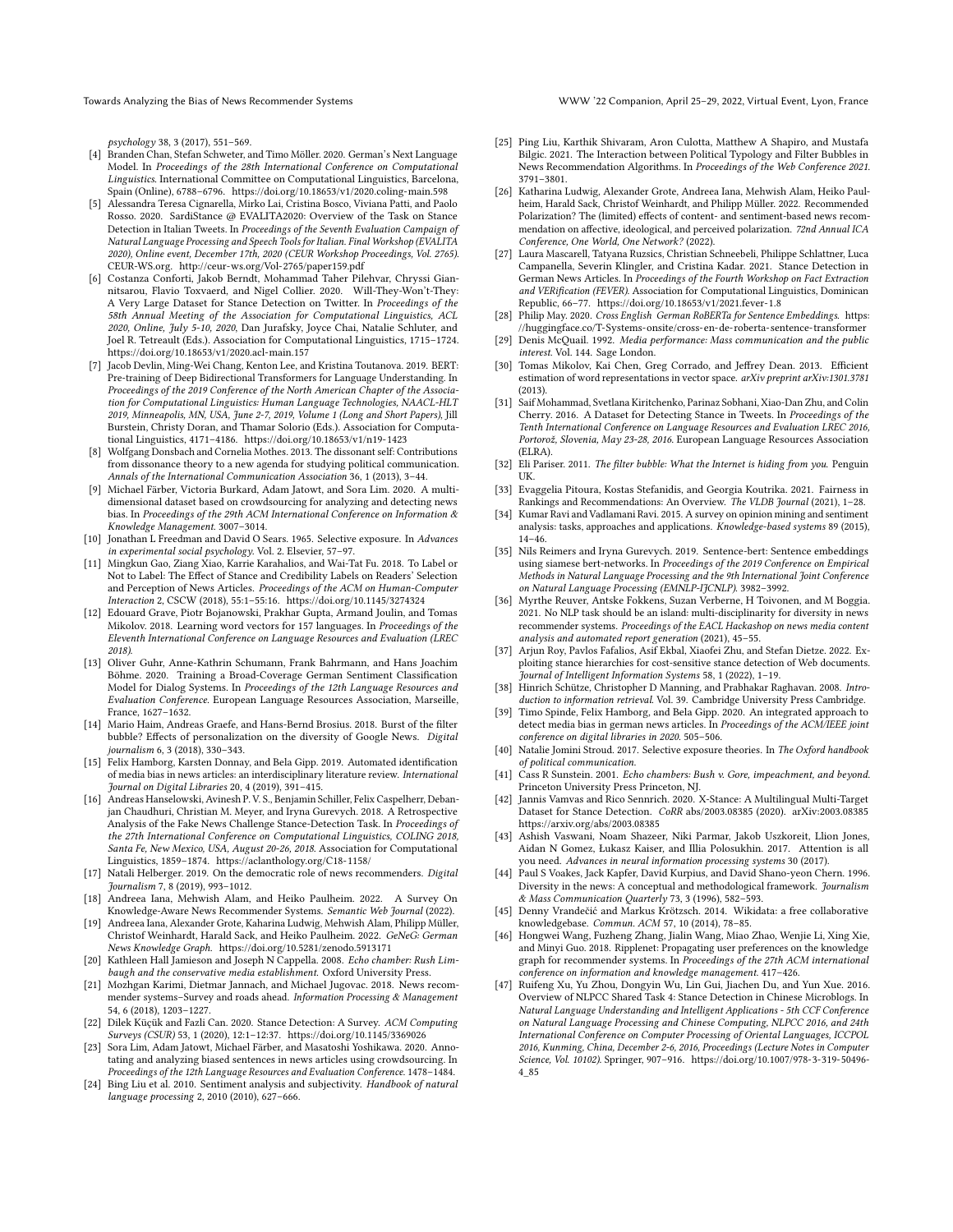*psychology* 38, 3 (2017), 551–569.

- [4] Branden Chan, Stefan Schweter, and Timo Möller. 2020. German's Next Language Model. In *Proceedings of the 28th International Conference on Computational Linguistics*. International Committee on Computational Linguistics, Barcelona, Spain (Online), 6788–6796. https://doi.org/10.18653/v1/2020.coling-main.598
- [5] Alessandra Teresa Cignarella, Mirko Lai, Cristina Bosco, Viviana Patti, and Paolo Rosso. 2020. SardiStance @ EVALITA2020: Overview of the Task on Stance Detection in Italian Tweets. In *Proceedings of the Seventh Evaluation Campaign of Natural Language Processing and Speech Tools for Italian. Final Workshop (EVALITA 2020), Online event, December 17th, 2020 (CEUR Workshop Proceedings, Vol. 2765)*. CEUR-WS.org. http://ceur-ws.org/Vol-2765/paper159.pdf
- [6] Costanza Conforti, Jakob Berndt, Mohammad Taher Pilehvar, Chryssi Giannitsarou, Flavio Toxvaerd, and Nigel Collier. 2020. Will-They-Won't-They: A Very Large Dataset for Stance Detection on Twitter. In *Proceedings of the 58th Annual Meeting of the Association for Computational Linguistics, ACL 2020, Online, July 5-10, 2020*, Dan Jurafsky, Joyce Chai, Natalie Schluter, and Joel R. Tetreault (Eds.). Association for Computational Linguistics, 1715–1724. https://doi.org/10.18653/v1/2020.acl-main.157
- [7] Jacob Devlin, Ming-Wei Chang, Kenton Lee, and Kristina Toutanova. 2019. BERT: Pre-training of Deep Bidirectional Transformers for Language Understanding. In *Proceedings of the 2019 Conference of the North American Chapter of the Association for Computational Linguistics: Human Language Technologies, NAACL-HLT 2019, Minneapolis, MN, USA, June 2-7, 2019, Volume 1 (Long and Short Papers)*, Jill Burstein, Christy Doran, and Thamar Solorio (Eds.). Association for Computational Linguistics, 4171–4186. https://doi.org/10.18653/v1/n19-1423
- [8] Wolfgang Donsbach and Cornelia Mothes. 2013. The dissonant self: Contributions from dissonance theory to a new agenda for studying political communication. *Annals of the International Communication Association* 36, 1 (2013), 3–44.
- [9] Michael Färber, Victoria Burkard, Adam Jatowt, and Sora Lim. 2020. A multidimensional dataset based on crowdsourcing for analyzing and detecting news bias. In *Proceedings of the 29th ACM International Conference on Information & Knowledge Management*. 3007–3014.
- [10] Jonathan L Freedman and David O Sears. 1965. Selective exposure. In *Advances in experimental social psychology*. Vol. 2. Elsevier, 57–97.
- [11] Mingkun Gao, Ziang Xiao, Karrie Karahalios, and Wai-Tat Fu. 2018. To Label or Not to Label: The Effect of Stance and Credibility Labels on Readers' Selection and Perception of News Articles. *Proceedings of the ACM on Human-Computer Interaction* 2, CSCW (2018), 55:1–55:16. https://doi.org/10.1145/3274324
- [12] Edouard Grave, Piotr Bojanowski, Prakhar Gupta, Armand Joulin, and Tomas Mikolov. 2018. Learning word vectors for 157 languages. In *Proceedings of the Eleventh International Conference on Language Resources and Evaluation (LREC 2018)*.
- [13] Oliver Guhr, Anne-Kathrin Schumann, Frank Bahrmann, and Hans Joachim Böhme. 2020. Training a Broad-Coverage German Sentiment Classification Model for Dialog Systems. In *Proceedings of the 12th Language Resources and Evaluation Conference*. European Language Resources Association, Marseille, France, 1627–1632.
- [14] Mario Haim, Andreas Graefe, and Hans-Bernd Brosius. 2018. Burst of the filter bubble? Effects of personalization on the diversity of Google News. *Digital journalism* 6, 3 (2018), 330–343.
- [15] Felix Hamborg, Karsten Donnay, and Bela Gipp. 2019. Automated identification of media bias in news articles: an interdisciplinary literature review. *International Journal on Digital Libraries* 20, 4 (2019), 391–415.
- [16] Andreas Hanselowski, Avinesh P. V. S., Benjamin Schiller, Felix Caspelherr, Debanjan Chaudhuri, Christian M. Meyer, and Iryna Gurevych. 2018. A Retrospective Analysis of the Fake News Challenge Stance-Detection Task. In *Proceedings of the 27th International Conference on Computational Linguistics, COLING 2018, Santa Fe, New Mexico, USA, August 20-26, 2018*. Association for Computational Linguistics, 1859–1874. https://aclanthology.org/C18-1158/
- [17] Natali Helberger. 2019. On the democratic role of news recommenders. *Digital Journalism* 7, 8 (2019), 993–1012.
- [18] Andreea Iana, Mehwish Alam, and Heiko Paulheim. 2022. A Survey On Knowledge-Aware News Recommender Systems. *Semantic Web Journal* (2022).
- [19] Andreea Iana, Alexander Grote, Katharina Ludwig, Mehwish Alam, Philipp Müller, Christof Weinhardt, Harald Sack, and Heiko Paulheim. 2022. *GeNeG: German News Knowledge Graph*. https://doi.org/10.5281/zenodo.5913171
- [20] Kathleen Hall Jamieson and Joseph N Cappella. 2008. *Echo chamber: Rush Limbaugh and the conservative media establishment*. Oxford University Press.
- [21] Mozhgan Karimi, Dietmar Jannach, and Michael Jugovac. 2018. News recommender systems–Survey and roads ahead. *Information Processing & Management* 54, 6 (2018), 1203–1227.
- [22] Dilek Küçük and Fazli Can. 2020. Stance Detection: A Survey. *ACM Computing Surveys (CSUR)* 53, 1 (2020), 12:1–12:37. https://doi.org/10.1145/3369026
- [23] Sora Lim, Adam Jatowt, Michael Färber, and Masatoshi Yoshikawa. 2020. Annotating and analyzing biased sentences in news articles using crowdsourcing. In *Proceedings of the 12th Language Resources and Evaluation Conference*. 1478–1484.
- [24] Bing Liu et al. 2010. Sentiment analysis and subjectivity. *Handbook of natural language processing* 2, 2010 (2010), 627–666.
- [25] Ping Liu, Karthik Shivaram, Aron Culotta, Matthew A Shapiro, and Mustafa Bilgic. 2021. The Interaction between Political Typology and Filter Bubbles in News Recommendation Algorithms. In *Proceedings of the Web Conference 2021*. 3791–3801.
- [26] Katharina Ludwig, Alexander Grote, Andreea Iana, Mehwish Alam, Heiko Paulheim, Harald Sack, Christof Weinhardt, and Philipp Müller. 2022. Recommended Polarization? The (limited) effects of content- and sentiment-based news recommendation on affective, ideological, and perceived polarization. *72nd Annual ICA Conference, One World, One Network?* (2022).
- [27] Laura Mascarell, Tatyana Ruzsics, Christian Schneebeli, Philippe Schlattner, Luca Campanella, Severin Klingler, and Cristina Kadar. 2021. Stance Detection in German News Articles. In *Proceedings of the Fourth Workshop on Fact Extraction and VERification (FEVER)*. Association for Computational Linguistics, Dominican Republic, 66–77. https://doi.org/10.18653/v1/2021.fever-1.8
- [28] Philip May. 2020. *Cross English German RoBERTa for Sentence Embeddings*. https://huggingface.co/T-Systems-onsite/cross-en-de-roberta-sentence-transformer
- [29] Denis McQuail. 1992. *Media performance: Mass communication and the public interest*. Vol. 144. Sage London.
- [30] Tomas Mikolov, Kai Chen, Greg Corrado, and Jeffrey Dean. 2013. Efficient estimation of word representations in vector space. *arXiv preprint arXiv:1301.3781* (2013).
- [31] Saif Mohammad, Svetlana Kiritchenko, Parinaz Sobhani, Xiao-Dan Zhu, and Colin Cherry. 2016. A Dataset for Detecting Stance in Tweets. In *Proceedings of the Tenth International Conference on Language Resources and Evaluation LREC 2016, Portorož, Slovenia, May 23-28, 2016*. European Language Resources Association (ELRA).
- [32] Eli Pariser. 2011. *The filter bubble: What the Internet is hiding from you*. Penguin UK.
- [33] Evaggelia Pitoura, Kostas Stefanidis, and Georgia Koutrika. 2021. Fairness in Rankings and Recommendations: An Overview. *The VLDB Journal* (2021), 1–28.
- [34] Kumar Ravi and Vadlamani Ravi. 2015. A survey on opinion mining and sentiment analysis: tasks, approaches and applications. *Knowledge-based systems* 89 (2015), 14–46.
- [35] Nils Reimers and Iryna Gurevych. 2019. Sentence-bert: Sentence embeddings using siamese bert-networks. In *Proceedings of the 2019 Conference on Empirical Methods in Natural Language Processing and the 9th International Joint Conference on Natural Language Processing (EMNLP-IJCNLP)*. 3982–3992.
- [36] Myrthe Reuver, Antske Fokkens, Suzan Verberne, H Toivonen, and M Boggia. 2021. No NLP task should be an island: multi-disciplinarity for diversity in news recommender systems. *Proceedings of the EACL Hackashop on news media content analysis and automated report generation* (2021), 45–55.
- [37] Arjun Roy, Pavlos Fafalios, Asif Ekbal, Xiaofei Zhu, and Stefan Dietze. 2022. Exploiting stance hierarchies for cost-sensitive stance detection of Web documents. *Journal of Intelligent Information Systems* 58, 1 (2022), 1–19.
- [38] Hinrich Schütze, Christopher D Manning, and Prabhakar Raghavan. 2008. *Introduction to information retrieval*. Vol. 39. Cambridge University Press Cambridge.
- [39] Timo Spinde, Felix Hamborg, and Bela Gipp. 2020. An integrated approach to detect media bias in german news articles. In *Proceedings of the ACM/IEEE joint conference on digital libraries in 2020*. 505–506.
- [40] Natalie Jomini Stroud. 2017. Selective exposure theories. In *The Oxford handbook of political communication*.
- [41] Cass R Sunstein. 2001. *Echo chambers: Bush v. Gore, impeachment, and beyond*. Princeton University Press Princeton, NJ.
- [42] Jannis Vamvas and Rico Sennrich. 2020. X-Stance: A Multilingual Multi-Target Dataset for Stance Detection. *CoRR* abs/2003.08385 (2020). arXiv:2003.08385 https://arxiv.org/abs/2003.08385
- [43] Ashish Vaswani, Noam Shazeer, Niki Parmar, Jakob Uszkoreit, Llion Jones, Aidan N Gomez, Łukasz Kaiser, and Illia Polosukhin. 2017. Attention is all you need. *Advances in neural information processing systems* 30 (2017).
- [44] Paul S Voakes, Jack Kapfer, David Kurpius, and David Shano-yeon Chern. 1996. Diversity in the news: A conceptual and methodological framework. *Journalism & Mass Communication Quarterly* 73, 3 (1996), 582–593.
- [45] Denny Vrandečić and Markus Krötzsch. 2014. Wikidata: a free collaborative knowledgebase. *Commun. ACM* 57, 10 (2014), 78–85.
- [46] Hongwei Wang, Fuzheng Zhang, Jialin Wang, Miao Zhao, Wenjie Li, Xing Xie, and Minyi Guo. 2018. Ripplenet: Propagating user preferences on the knowledge graph for recommender systems. In *Proceedings of the 27th ACM international conference on information and knowledge management*. 417–426.
- [47] Ruifeng Xu, Yu Zhou, Dongyin Wu, Lin Gui, Jiachen Du, and Yun Xue. 2016. Overview of NLPCC Shared Task 4: Stance Detection in Chinese Microblogs. In *Natural Language Understanding and Intelligent Applications - 5th CCF Conference on Natural Language Processing and Chinese Computing, NLPCC 2016, and 24th International Conference on Computer Processing of Oriental Languages, ICCPOL 2016, Kunming, China, December 2-6, 2016, Proceedings (Lecture Notes in Computer Science, Vol. 10102)*. Springer, 907–916. https://doi.org/10.1007/978-3-319-50496-4_85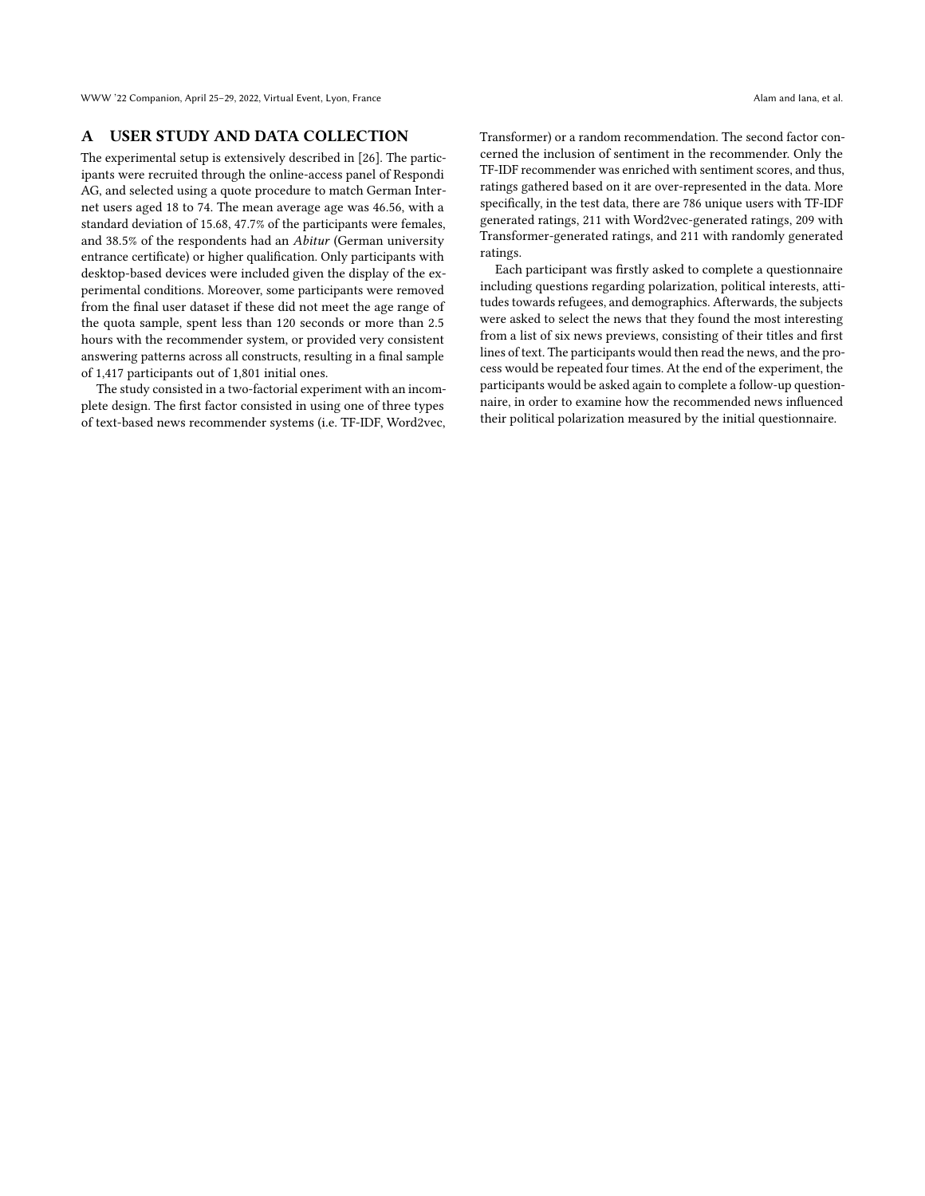## A USER STUDY AND DATA COLLECTION

The experimental setup is extensively described in [26]. The participants were recruited through the online-access panel of Respondi AG, and selected using a quote procedure to match German Internet users aged 18 to 74. The mean average age was 46.56, with a standard deviation of 15.68, 47.7% of the participants were females, and 38.5% of the respondents had an *Abitur* (German university entrance certificate) or higher qualification. Only participants with desktop-based devices were included given the display of the experimental conditions. Moreover, some participants were removed from the final user dataset if these did not meet the age range of the quota sample, spent less than 120 seconds or more than 2.5 hours with the recommender system, or provided very consistent answering patterns across all constructs, resulting in a final sample of 1,417 participants out of 1,801 initial ones.

The study consisted in a two-factorial experiment with an incomplete design. The first factor consisted in using one of three types of text-based news recommender systems (i.e. TF-IDF, Word2vec, Transformer) or a random recommendation. The second factor concerned the inclusion of sentiment in the recommender. Only the TF-IDF recommender was enriched with sentiment scores, and thus, ratings gathered based on it are over-represented in the data. More specifically, in the test data, there are 786 unique users with TF-IDF generated ratings, 211 with Word2vec-generated ratings, 209 with Transformer-generated ratings, and 211 with randomly generated ratings.

Each participant was firstly asked to complete a questionnaire including questions regarding polarization, political interests, attitudes towards refugees, and demographics. Afterwards, the subjects were asked to select the news that they found the most interesting from a list of six news previews, consisting of their titles and first lines of text. The participants would then read the news, and the process would be repeated four times. At the end of the experiment, the participants would be asked again to complete a follow-up questionnaire, in order to examine how the recommended news influenced their political polarization measured by the initial questionnaire.